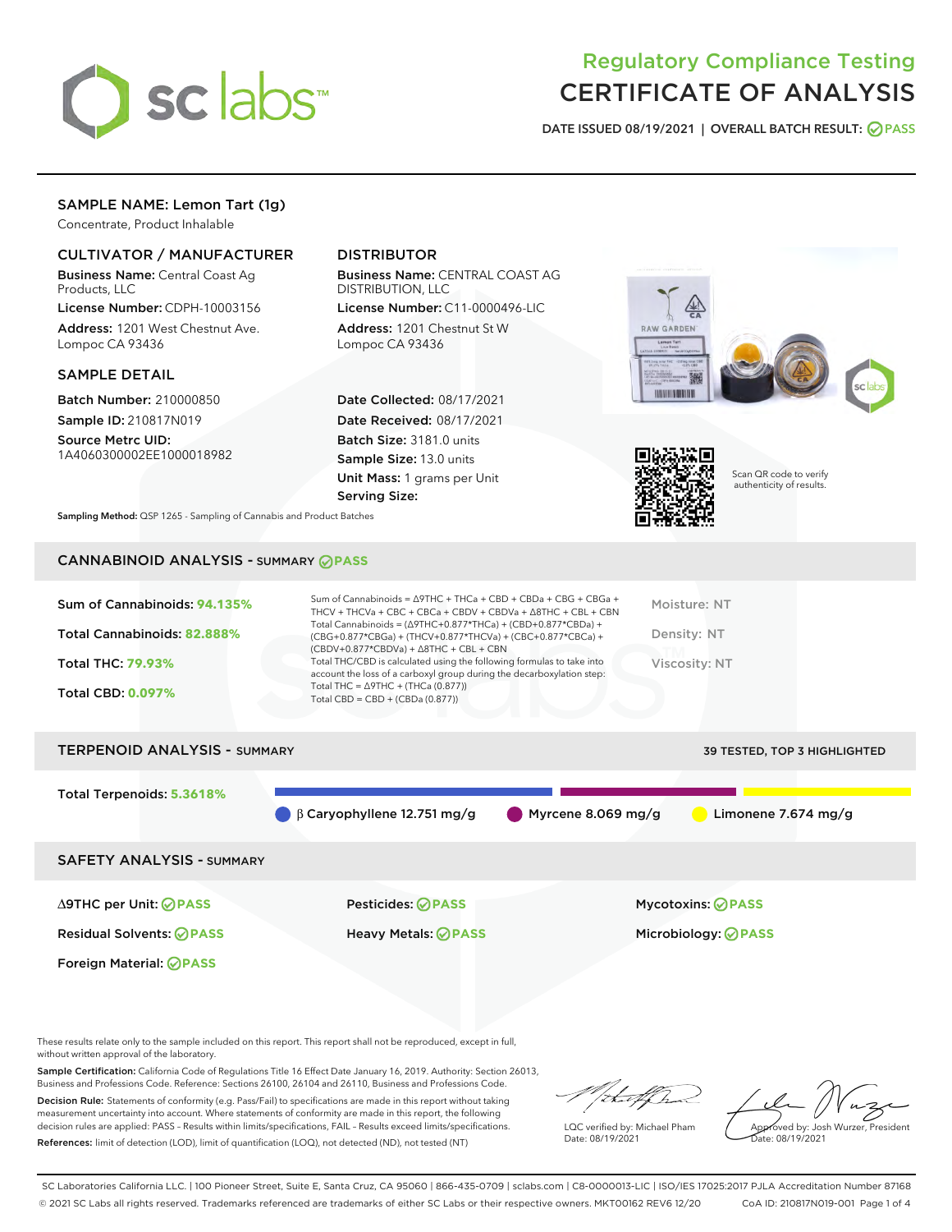# Regulatory Compliance Testing
# CERTIFICATE OF ANALYSIS

DATE ISSUED 08/19/2021 | OVERALL BATCH RESULT: PASS

## SAMPLE NAME: Lemon Tart (1g)

Concentrate, Product Inhalable

### CULTIVATOR / MANUFACTURER

**Business Name:** Central Coast Ag Products, LLC

**License Number:** CDPH-10003156

**Address:** 1201 West Chestnut Ave. Lompoc CA 93436

### DISTRIBUTOR

**Business Name:** CENTRAL COAST AG DISTRIBUTION, LLC

**License Number:** C11-0000496-LIC

**Address:** 1201 Chestnut St W Lompoc CA 93436

### SAMPLE DETAIL

**Batch Number:** 210000850

**Sample ID:** 210817N019

**Source Metrc UID:** 1A4060300002EE1000018982

**Date Collected:** 08/17/2021

**Date Received:** 08/17/2021

**Batch Size:** 3181.0 units

**Sample Size:** 13.0 units

**Unit Mass:** 1 grams per Unit

**Serving Size:**

**Sampling Method:** QSP 1265 - Sampling of Cannabis and Product Batches

Scan QR code to verify authenticity of results.

## CANNABINOID ANALYSIS - SUMMARY PASS

Sum of Cannabinoids: **94.135%**

Total Cannabinoids: **82.888%**

Total THC: **79.93%**

Total CBD: **0.097%**

Sum of Cannabinoids = Δ9THC + THCa + CBD + CBDa + CBG + CBGa + THCV + THCVa + CBC + CBCa + CBDV + CBDVa + Δ8THC + CBL + CBN

Total Cannabinoids = (Δ9THC+0.877*THCa) + (CBD+0.877*CBDa) + (CBG+0.877*CBGa) + (THCV+0.877*THCVa) + (CBC+0.877*CBCa) + (CBDV+0.877*CBDVa) + Δ8THC + CBL + CBN

Total THC/CBD is calculated using the following formulas to take into account the loss of a carboxyl group during the decarboxylation step:

Total THC = Δ9THC + (THCa (0.877))

Total CBD = CBD + (CBDa (0.877))

Moisture: NT

Density: NT

Viscosity: NT

## TERPENOID ANALYSIS - SUMMARY

39 TESTED, TOP 3 HIGHLIGHTED

Total Terpenoids: **5.3618%**

- β Caryophyllene 12.751 mg/g
- Myrcene 8.069 mg/g
- Limonene 7.674 mg/g

## SAFETY ANALYSIS - SUMMARY

| | | |
|---|---|---|
| Δ9THC per Unit: PASS | Pesticides: PASS | Mycotoxins: PASS |
| Residual Solvents: PASS | Heavy Metals: PASS | Microbiology: PASS |
| Foreign Material: PASS | | |

These results relate only to the sample included on this report. This report shall not be reproduced, except in full, without written approval of the laboratory.

**Sample Certification:** California Code of Regulations Title 16 Effect Date January 16, 2019. Authority: Section 26013, Business and Professions Code. Reference: Sections 26100, 26104 and 26110, Business and Professions Code.

**Decision Rule:** Statements of conformity (e.g. Pass/Fail) to specifications are made in this report without taking measurement uncertainty into account. Where statements of conformity are made in this report, the following decision rules are applied: PASS – Results within limits/specifications, FAIL – Results exceed limits/specifications.

**References:** limit of detection (LOD), limit of quantification (LOQ), not detected (ND), not tested (NT)

LQC verified by: Michael Pham
Date: 08/19/2021

Approved by: Josh Wurzer, President
Date: 08/19/2021

SC Laboratories California LLC. | 100 Pioneer Street, Suite E, Santa Cruz, CA 95060 | 866-435-0709 | sclabs.com | C8-0000013-LIC | ISO/IES 17025:2017 PJLA Accreditation Number 87168

© 2021 SC Labs all rights reserved. Trademarks referenced are trademarks of either SC Labs or their respective owners. MKT00162 REV6 12/20 CoA ID: 210817N019-001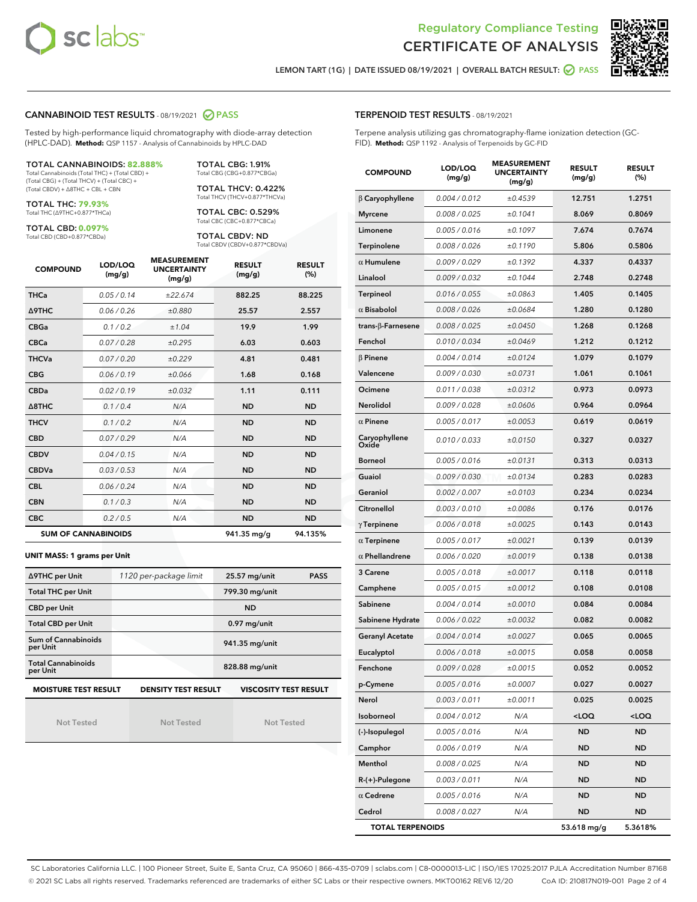Regulatory Compliance Testing

# CERTIFICATE OF ANALYSIS

LEMON TART (1G) | DATE ISSUED 08/19/2021 | OVERALL BATCH RESULT: PASS

## CANNABINOID TEST RESULTS - 08/19/2021 PASS

Tested by high-performance liquid chromatography with diode-array detection (HPLC-DAD). **Method:** QSP 1157 - Analysis of Cannabinoids by HPLC-DAD

**TOTAL CANNABINOIDS: 82.888%**
Total Cannabinoids (Total THC) + (Total CBD) + (Total CBG) + (Total THCV) + (Total CBC) + (Total CBDV) + Δ8THC + CBL + CBN

**TOTAL THC: 79.93%**
Total THC (Δ9THC+0.877*THCa)

**TOTAL CBD: 0.097%**
Total CBD (CBD+0.877*CBDa)

**TOTAL CBG: 1.91%**
Total CBG (CBG+0.877*CBGa)

**TOTAL THCV: 0.422%**
Total THCV (THCV+0.877*THCVa)

**TOTAL CBC: 0.529%**
Total CBC (CBC+0.877*CBCa)

**TOTAL CBDV: ND**
Total CBDV (CBDV+0.877*CBDVa)

| COMPOUND | LOD/LOQ (mg/g) | MEASUREMENT UNCERTAINTY (mg/g) | RESULT (mg/g) | RESULT (%) |
|---|---|---|---|---|
| THCa | 0.05 / 0.14 | ±22.674 | 882.25 | 88.225 |
| Δ9THC | 0.06 / 0.26 | ±0.880 | 25.57 | 2.557 |
| CBGa | 0.1 / 0.2 | ±1.04 | 19.9 | 1.99 |
| CBCa | 0.07 / 0.28 | ±0.295 | 6.03 | 0.603 |
| THCVa | 0.07 / 0.20 | ±0.229 | 4.81 | 0.481 |
| CBG | 0.06 / 0.19 | ±0.066 | 1.68 | 0.168 |
| CBDa | 0.02 / 0.19 | ±0.032 | 1.11 | 0.111 |
| Δ8THC | 0.1 / 0.4 | N/A | ND | ND |
| THCV | 0.1 / 0.2 | N/A | ND | ND |
| CBD | 0.07 / 0.29 | N/A | ND | ND |
| CBDV | 0.04 / 0.15 | N/A | ND | ND |
| CBDVa | 0.03 / 0.53 | N/A | ND | ND |
| CBL | 0.06 / 0.24 | N/A | ND | ND |
| CBN | 0.1 / 0.3 | N/A | ND | ND |
| CBC | 0.2 / 0.5 | N/A | ND | ND |
| **SUM OF CANNABINOIDS** | | | 941.35 mg/g | 94.135% |

**UNIT MASS: 1 grams per Unit**

| | | | |
|---|---|---|---|
| Δ9THC per Unit | 1120 per-package limit | 25.57 mg/unit | PASS |
| Total THC per Unit | | 799.30 mg/unit | |
| CBD per Unit | | ND | |
| Total CBD per Unit | | 0.97 mg/unit | |
| Sum of Cannabinoids per Unit | | 941.35 mg/unit | |
| Total Cannabinoids per Unit | | 828.88 mg/unit | |

| MOISTURE TEST RESULT | DENSITY TEST RESULT | VISCOSITY TEST RESULT |
|---|---|---|
| Not Tested | Not Tested | Not Tested |

## TERPENOID TEST RESULTS - 08/19/2021

Terpene analysis utilizing gas chromatography-flame ionization detection (GC-FID). **Method:** QSP 1192 - Analysis of Terpenoids by GC-FID

| COMPOUND | LOD/LOQ (mg/g) | MEASUREMENT UNCERTAINTY (mg/g) | RESULT (mg/g) | RESULT (%) |
|---|---|---|---|---|
| β Caryophyllene | 0.004 / 0.012 | ±0.4539 | 12.751 | 1.2751 |
| Myrcene | 0.008 / 0.025 | ±0.1041 | 8.069 | 0.8069 |
| Limonene | 0.005 / 0.016 | ±0.1097 | 7.674 | 0.7674 |
| Terpinolene | 0.008 / 0.026 | ±0.1190 | 5.806 | 0.5806 |
| α Humulene | 0.009 / 0.029 | ±0.1392 | 4.337 | 0.4337 |
| Linalool | 0.009 / 0.032 | ±0.1044 | 2.748 | 0.2748 |
| Terpineol | 0.016 / 0.055 | ±0.0863 | 1.405 | 0.1405 |
| α Bisabolol | 0.008 / 0.026 | ±0.0684 | 1.280 | 0.1280 |
| trans-β-Farnesene | 0.008 / 0.025 | ±0.0450 | 1.268 | 0.1268 |
| Fenchol | 0.010 / 0.034 | ±0.0469 | 1.212 | 0.1212 |
| β Pinene | 0.004 / 0.014 | ±0.0124 | 1.079 | 0.1079 |
| Valencene | 0.009 / 0.030 | ±0.0731 | 1.061 | 0.1061 |
| Ocimene | 0.011 / 0.038 | ±0.0312 | 0.973 | 0.0973 |
| Nerolidol | 0.009 / 0.028 | ±0.0606 | 0.964 | 0.0964 |
| α Pinene | 0.005 / 0.017 | ±0.0053 | 0.619 | 0.0619 |
| Caryophyllene Oxide | 0.010 / 0.033 | ±0.0150 | 0.327 | 0.0327 |
| Borneol | 0.005 / 0.016 | ±0.0131 | 0.313 | 0.0313 |
| Guaiol | 0.009 / 0.030 | ±0.0134 | 0.283 | 0.0283 |
| Geraniol | 0.002 / 0.007 | ±0.0103 | 0.234 | 0.0234 |
| Citronellol | 0.003 / 0.010 | ±0.0086 | 0.176 | 0.0176 |
| γ Terpinene | 0.006 / 0.018 | ±0.0025 | 0.143 | 0.0143 |
| α Terpinene | 0.005 / 0.017 | ±0.0021 | 0.139 | 0.0139 |
| α Phellandrene | 0.006 / 0.020 | ±0.0019 | 0.138 | 0.0138 |
| 3 Carene | 0.005 / 0.018 | ±0.0017 | 0.118 | 0.0118 |
| Camphene | 0.005 / 0.015 | ±0.0012 | 0.108 | 0.0108 |
| Sabinene | 0.004 / 0.014 | ±0.0010 | 0.084 | 0.0084 |
| Sabinene Hydrate | 0.006 / 0.022 | ±0.0032 | 0.082 | 0.0082 |
| Geranyl Acetate | 0.004 / 0.014 | ±0.0027 | 0.065 | 0.0065 |
| Eucalyptol | 0.006 / 0.018 | ±0.0015 | 0.058 | 0.0058 |
| Fenchone | 0.009 / 0.028 | ±0.0015 | 0.052 | 0.0052 |
| p-Cymene | 0.005 / 0.016 | ±0.0007 | 0.027 | 0.0027 |
| Nerol | 0.003 / 0.011 | ±0.0011 | 0.025 | 0.0025 |
| Isoborneol | 0.004 / 0.012 | N/A | <LOQ | <LOQ |
| (-)-Isopulegol | 0.005 / 0.016 | N/A | ND | ND |
| Camphor | 0.006 / 0.019 | N/A | ND | ND |
| Menthol | 0.008 / 0.025 | N/A | ND | ND |
| R-(+)-Pulegone | 0.003 / 0.011 | N/A | ND | ND |
| α Cedrene | 0.005 / 0.016 | N/A | ND | ND |
| Cedrol | 0.008 / 0.027 | N/A | ND | ND |
| **TOTAL TERPENOIDS** | | | 53.618 mg/g | 5.3618% |

SC Laboratories California LLC. | 100 Pioneer Street, Suite E, Santa Cruz, CA 95060 | 866-435-0709 | sclabs.com | C8-0000013-LIC | ISO/IES 17025:2017 PJLA Accreditation Number 87168
© 2021 SC Labs all rights reserved. Trademarks referenced are trademarks of either SC Labs or their respective owners. MKT00162 REV6 12/20 CoA ID: 210817N019-001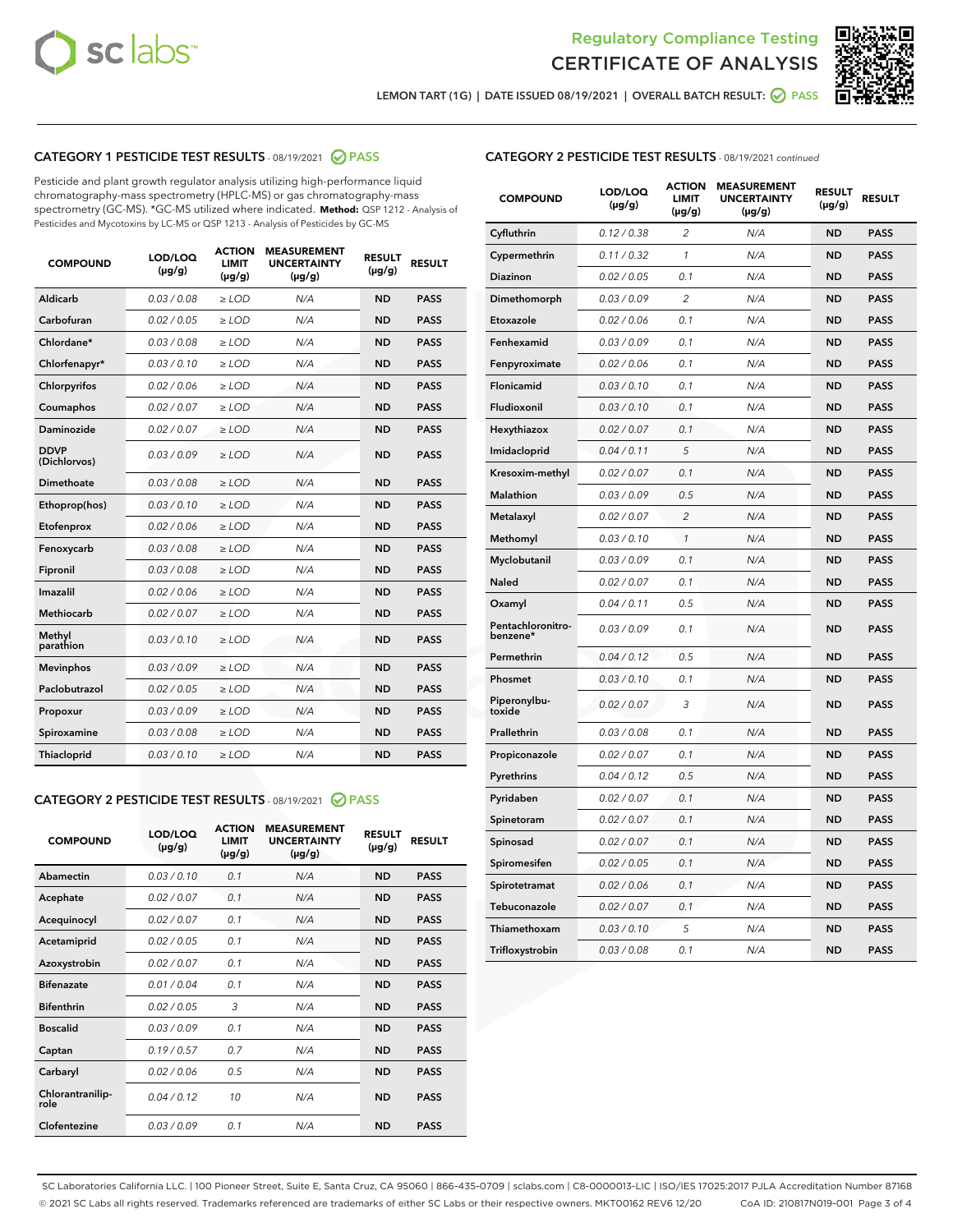LEMON TART (1G) | DATE ISSUED 08/19/2021 | OVERALL BATCH RESULT: PASS

## CATEGORY 1 PESTICIDE TEST RESULTS - 08/19/2021 PASS

Pesticide and plant growth regulator analysis utilizing high-performance liquid chromatography-mass spectrometry (HPLC-MS) or gas chromatography-mass spectrometry (GC-MS). *GC-MS utilized where indicated. **Method:** QSP 1212 - Analysis of Pesticides and Mycotoxins by LC-MS or QSP 1213 - Analysis of Pesticides by GC-MS

| COMPOUND | LOD/LOQ (µg/g) | ACTION LIMIT (µg/g) | MEASUREMENT UNCERTAINTY (µg/g) | RESULT (µg/g) | RESULT |
|---|---|---|---|---|---|
| Aldicarb | 0.03 / 0.08 | ≥ LOD | N/A | ND | PASS |
| Carbofuran | 0.02 / 0.05 | ≥ LOD | N/A | ND | PASS |
| Chlordane* | 0.03 / 0.08 | ≥ LOD | N/A | ND | PASS |
| Chlorfenapyr* | 0.03 / 0.10 | ≥ LOD | N/A | ND | PASS |
| Chlorpyrifos | 0.02 / 0.06 | ≥ LOD | N/A | ND | PASS |
| Coumaphos | 0.02 / 0.07 | ≥ LOD | N/A | ND | PASS |
| Daminozide | 0.02 / 0.07 | ≥ LOD | N/A | ND | PASS |
| DDVP (Dichlorvos) | 0.03 / 0.09 | ≥ LOD | N/A | ND | PASS |
| Dimethoate | 0.03 / 0.08 | ≥ LOD | N/A | ND | PASS |
| Ethoprop(hos) | 0.03 / 0.10 | ≥ LOD | N/A | ND | PASS |
| Etofenprox | 0.02 / 0.06 | ≥ LOD | N/A | ND | PASS |
| Fenoxycarb | 0.03 / 0.08 | ≥ LOD | N/A | ND | PASS |
| Fipronil | 0.03 / 0.08 | ≥ LOD | N/A | ND | PASS |
| Imazalil | 0.02 / 0.06 | ≥ LOD | N/A | ND | PASS |
| Methiocarb | 0.02 / 0.07 | ≥ LOD | N/A | ND | PASS |
| Methyl parathion | 0.03 / 0.10 | ≥ LOD | N/A | ND | PASS |
| Mevinphos | 0.03 / 0.09 | ≥ LOD | N/A | ND | PASS |
| Paclobutrazol | 0.02 / 0.05 | ≥ LOD | N/A | ND | PASS |
| Propoxur | 0.03 / 0.09 | ≥ LOD | N/A | ND | PASS |
| Spiroxamine | 0.03 / 0.08 | ≥ LOD | N/A | ND | PASS |
| Thiacloprid | 0.03 / 0.10 | ≥ LOD | N/A | ND | PASS |

## CATEGORY 2 PESTICIDE TEST RESULTS - 08/19/2021 PASS

| COMPOUND | LOD/LOQ (µg/g) | ACTION LIMIT (µg/g) | MEASUREMENT UNCERTAINTY (µg/g) | RESULT (µg/g) | RESULT |
|---|---|---|---|---|---|
| Abamectin | 0.03 / 0.10 | 0.1 | N/A | ND | PASS |
| Acephate | 0.02 / 0.07 | 0.1 | N/A | ND | PASS |
| Acequinocyl | 0.02 / 0.07 | 0.1 | N/A | ND | PASS |
| Acetamiprid | 0.02 / 0.05 | 0.1 | N/A | ND | PASS |
| Azoxystrobin | 0.02 / 0.07 | 0.1 | N/A | ND | PASS |
| Bifenazate | 0.01 / 0.04 | 0.1 | N/A | ND | PASS |
| Bifenthrin | 0.02 / 0.05 | 3 | N/A | ND | PASS |
| Boscalid | 0.03 / 0.09 | 0.1 | N/A | ND | PASS |
| Captan | 0.19 / 0.57 | 0.7 | N/A | ND | PASS |
| Carbaryl | 0.02 / 0.06 | 0.5 | N/A | ND | PASS |
| Chlorantraniliprole | 0.04 / 0.12 | 10 | N/A | ND | PASS |
| Clofentezine | 0.03 / 0.09 | 0.1 | N/A | ND | PASS |
| Cyfluthrin | 0.12 / 0.38 | 2 | N/A | ND | PASS |
| Cypermethrin | 0.11 / 0.32 | 1 | N/A | ND | PASS |
| Diazinon | 0.02 / 0.05 | 0.1 | N/A | ND | PASS |
| Dimethomorph | 0.03 / 0.09 | 2 | N/A | ND | PASS |
| Etoxazole | 0.02 / 0.06 | 0.1 | N/A | ND | PASS |
| Fenhexamid | 0.03 / 0.09 | 0.1 | N/A | ND | PASS |
| Fenpyroximate | 0.02 / 0.06 | 0.1 | N/A | ND | PASS |
| Flonicamid | 0.03 / 0.10 | 0.1 | N/A | ND | PASS |
| Fludioxonil | 0.03 / 0.10 | 0.1 | N/A | ND | PASS |
| Hexythiazox | 0.02 / 0.07 | 0.1 | N/A | ND | PASS |
| Imidacloprid | 0.04 / 0.11 | 5 | N/A | ND | PASS |
| Kresoxim-methyl | 0.02 / 0.07 | 0.1 | N/A | ND | PASS |
| Malathion | 0.03 / 0.09 | 0.5 | N/A | ND | PASS |
| Metalaxyl | 0.02 / 0.07 | 2 | N/A | ND | PASS |
| Methomyl | 0.03 / 0.10 | 1 | N/A | ND | PASS |
| Myclobutanil | 0.03 / 0.09 | 0.1 | N/A | ND | PASS |
| Naled | 0.02 / 0.07 | 0.1 | N/A | ND | PASS |
| Oxamyl | 0.04 / 0.11 | 0.5 | N/A | ND | PASS |
| Pentachloronitrobenzene* | 0.03 / 0.09 | 0.1 | N/A | ND | PASS |
| Permethrin | 0.04 / 0.12 | 0.5 | N/A | ND | PASS |
| Phosmet | 0.03 / 0.10 | 0.1 | N/A | ND | PASS |
| Piperonylbutoxide | 0.02 / 0.07 | 3 | N/A | ND | PASS |
| Prallethrin | 0.03 / 0.08 | 0.1 | N/A | ND | PASS |
| Propiconazole | 0.02 / 0.07 | 0.1 | N/A | ND | PASS |
| Pyrethrins | 0.04 / 0.12 | 0.5 | N/A | ND | PASS |
| Pyridaben | 0.02 / 0.07 | 0.1 | N/A | ND | PASS |
| Spinetoram | 0.02 / 0.07 | 0.1 | N/A | ND | PASS |
| Spinosad | 0.02 / 0.07 | 0.1 | N/A | ND | PASS |
| Spiromesifen | 0.02 / 0.05 | 0.1 | N/A | ND | PASS |
| Spirotetramat | 0.02 / 0.06 | 0.1 | N/A | ND | PASS |
| Tebuconazole | 0.02 / 0.07 | 0.1 | N/A | ND | PASS |
| Thiamethoxam | 0.03 / 0.10 | 5 | N/A | ND | PASS |
| Trifloxystrobin | 0.03 / 0.08 | 0.1 | N/A | ND | PASS |

SC Laboratories California LLC. | 100 Pioneer Street, Suite E, Santa Cruz, CA 95060 | 866-435-0709 | sclabs.com | C8-0000013-LIC | ISO/IES 17025:2017 PJLA Accreditation Number 87168
© 2021 SC Labs all rights reserved. Trademarks referenced are trademarks of either SC Labs or their respective owners. MKT00162 REV6 12/20 CoA ID: 210817N019-001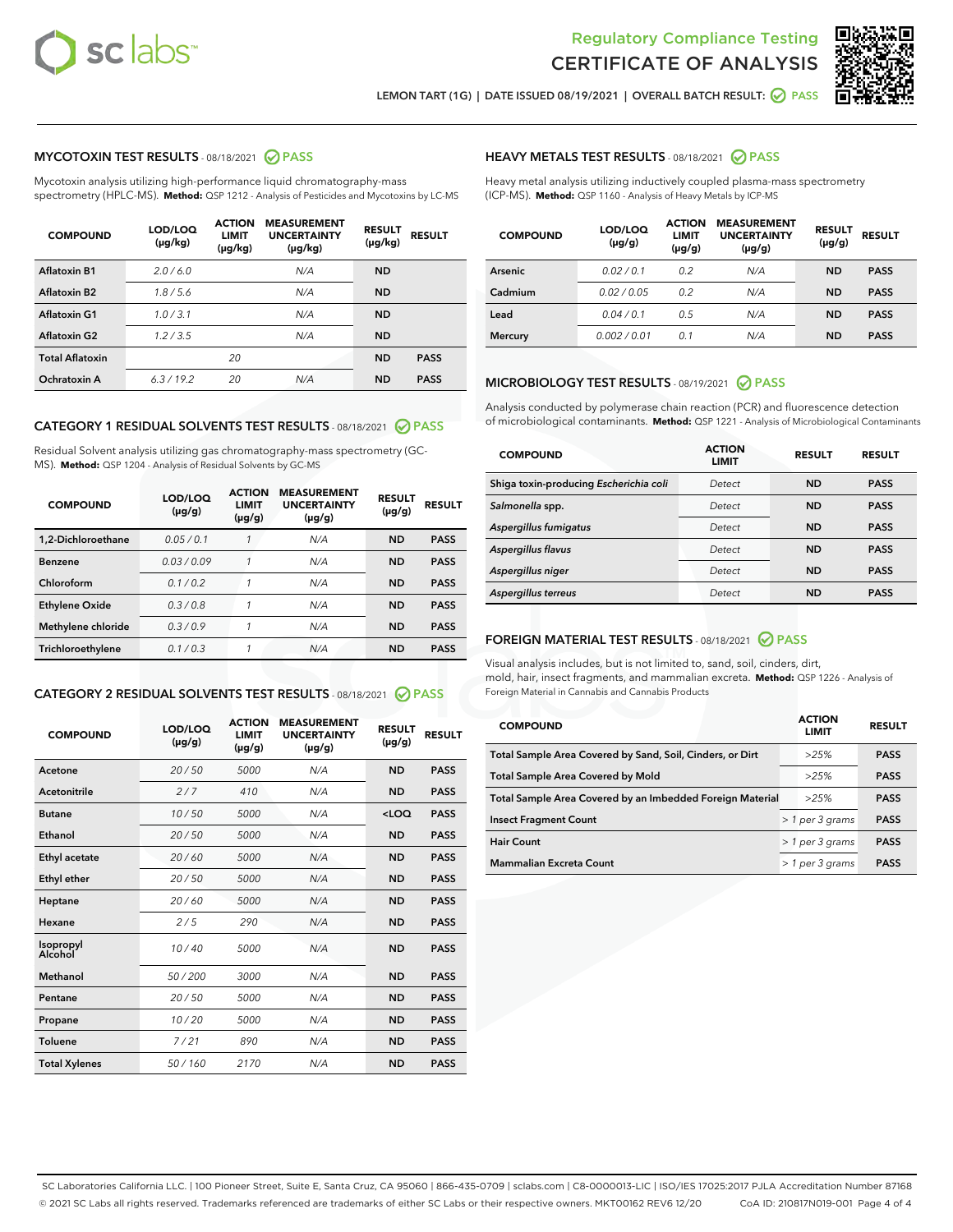Regulatory Compliance Testing
CERTIFICATE OF ANALYSIS

LEMON TART (1G) | DATE ISSUED 08/19/2021 | OVERALL BATCH RESULT: PASS

## MYCOTOXIN TEST RESULTS - 08/18/2021 PASS

Mycotoxin analysis utilizing high-performance liquid chromatography-mass spectrometry (HPLC-MS). **Method:** QSP 1212 - Analysis of Pesticides and Mycotoxins by LC-MS

| COMPOUND | LOD/LOQ (μg/kg) | ACTION LIMIT (μg/kg) | MEASUREMENT UNCERTAINTY (μg/kg) | RESULT (μg/kg) | RESULT |
|---|---|---|---|---|---|
| Aflatoxin B1 | 2.0 / 6.0 | | N/A | ND | |
| Aflatoxin B2 | 1.8 / 5.6 | | N/A | ND | |
| Aflatoxin G1 | 1.0 / 3.1 | | N/A | ND | |
| Aflatoxin G2 | 1.2 / 3.5 | | N/A | ND | |
| Total Aflatoxin | | 20 | | ND | PASS |
| Ochratoxin A | 6.3 / 19.2 | 20 | N/A | ND | PASS |

## CATEGORY 1 RESIDUAL SOLVENTS TEST RESULTS - 08/18/2021 PASS

Residual Solvent analysis utilizing gas chromatography-mass spectrometry (GC-MS). **Method:** QSP 1204 - Analysis of Residual Solvents by GC-MS

| COMPOUND | LOD/LOQ (μg/g) | ACTION LIMIT (μg/g) | MEASUREMENT UNCERTAINTY (μg/g) | RESULT (μg/g) | RESULT |
|---|---|---|---|---|---|
| 1,2-Dichloroethane | 0.05 / 0.1 | 1 | N/A | ND | PASS |
| Benzene | 0.03 / 0.09 | 1 | N/A | ND | PASS |
| Chloroform | 0.1 / 0.2 | 1 | N/A | ND | PASS |
| Ethylene Oxide | 0.3 / 0.8 | 1 | N/A | ND | PASS |
| Methylene chloride | 0.3 / 0.9 | 1 | N/A | ND | PASS |
| Trichloroethylene | 0.1 / 0.3 | 1 | N/A | ND | PASS |

## CATEGORY 2 RESIDUAL SOLVENTS TEST RESULTS - 08/18/2021 PASS

| COMPOUND | LOD/LOQ (μg/g) | ACTION LIMIT (μg/g) | MEASUREMENT UNCERTAINTY (μg/g) | RESULT (μg/g) | RESULT |
|---|---|---|---|---|---|
| Acetone | 20 / 50 | 5000 | N/A | ND | PASS |
| Acetonitrile | 2 / 7 | 410 | N/A | ND | PASS |
| Butane | 10 / 50 | 5000 | N/A | <LOQ | PASS |
| Ethanol | 20 / 50 | 5000 | N/A | ND | PASS |
| Ethyl acetate | 20 / 60 | 5000 | N/A | ND | PASS |
| Ethyl ether | 20 / 50 | 5000 | N/A | ND | PASS |
| Heptane | 20 / 60 | 5000 | N/A | ND | PASS |
| Hexane | 2 / 5 | 290 | N/A | ND | PASS |
| Isopropyl Alcohol | 10 / 40 | 5000 | N/A | ND | PASS |
| Methanol | 50 / 200 | 3000 | N/A | ND | PASS |
| Pentane | 20 / 50 | 5000 | N/A | ND | PASS |
| Propane | 10 / 20 | 5000 | N/A | ND | PASS |
| Toluene | 7 / 21 | 890 | N/A | ND | PASS |
| Total Xylenes | 50 / 160 | 2170 | N/A | ND | PASS |

## HEAVY METALS TEST RESULTS - 08/18/2021 PASS

Heavy metal analysis utilizing inductively coupled plasma-mass spectrometry (ICP-MS). **Method:** QSP 1160 - Analysis of Heavy Metals by ICP-MS

| COMPOUND | LOD/LOQ (μg/g) | ACTION LIMIT (μg/g) | MEASUREMENT UNCERTAINTY (μg/g) | RESULT (μg/g) | RESULT |
|---|---|---|---|---|---|
| Arsenic | 0.02 / 0.1 | 0.2 | N/A | ND | PASS |
| Cadmium | 0.02 / 0.05 | 0.2 | N/A | ND | PASS |
| Lead | 0.04 / 0.1 | 0.5 | N/A | ND | PASS |
| Mercury | 0.002 / 0.01 | 0.1 | N/A | ND | PASS |

## MICROBIOLOGY TEST RESULTS - 08/19/2021 PASS

Analysis conducted by polymerase chain reaction (PCR) and fluorescence detection of microbiological contaminants. **Method:** QSP 1221 - Analysis of Microbiological Contaminants

| COMPOUND | ACTION LIMIT | RESULT | RESULT |
|---|---|---|---|
| Shiga toxin-producing *Escherichia coli* | Detect | ND | PASS |
| *Salmonella* spp. | Detect | ND | PASS |
| *Aspergillus fumigatus* | Detect | ND | PASS |
| *Aspergillus flavus* | Detect | ND | PASS |
| *Aspergillus niger* | Detect | ND | PASS |
| *Aspergillus terreus* | Detect | ND | PASS |

## FOREIGN MATERIAL TEST RESULTS - 08/18/2021 PASS

Visual analysis includes, but is not limited to, sand, soil, cinders, dirt, mold, hair, insect fragments, and mammalian excreta. **Method:** QSP 1226 - Analysis of Foreign Material in Cannabis and Cannabis Products

| COMPOUND | ACTION LIMIT | RESULT |
|---|---|---|
| Total Sample Area Covered by Sand, Soil, Cinders, or Dirt | >25% | PASS |
| Total Sample Area Covered by Mold | >25% | PASS |
| Total Sample Area Covered by an Imbedded Foreign Material | >25% | PASS |
| Insect Fragment Count | > 1 per 3 grams | PASS |
| Hair Count | > 1 per 3 grams | PASS |
| Mammalian Excreta Count | > 1 per 3 grams | PASS |

SC Laboratories California LLC. | 100 Pioneer Street, Suite E, Santa Cruz, CA 95060 | 866-435-0709 | sclabs.com | C8-0000013-LIC | ISO/IES 17025:2017 PJLA Accreditation Number 87168
© 2021 SC Labs all rights reserved. Trademarks referenced are trademarks of either SC Labs or their respective owners. MKT00162 REV6 12/20 CoA ID: 210817N019-001